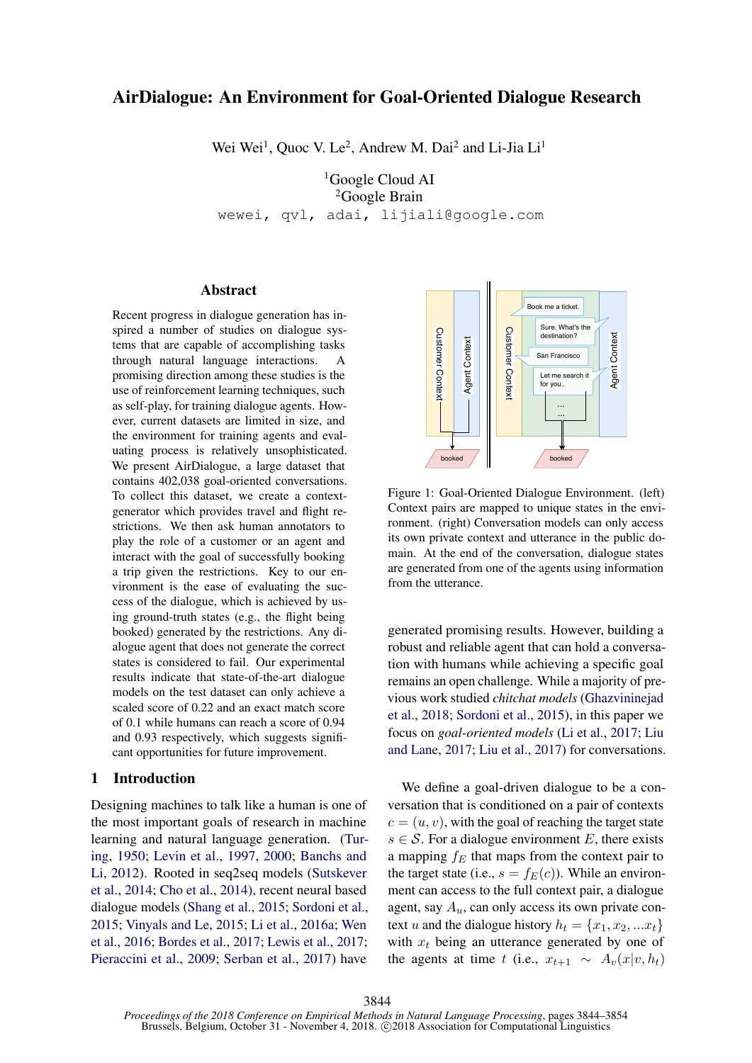# AirDialogue: An Environment for Goal-Oriented Dialogue Research

Wei Wei[1], Quoc V. Le[2], Andrew M. Dai[2] and Li-Jia Li[1]

[1]Google Cloud AI
[2]Google Brain

wewei, qvl, adai, lijiali@google.com

## Abstract

Recent progress in dialogue generation has inspired a number of studies on dialogue systems that are capable of accomplishing tasks through natural language interactions. A promising direction among these studies is the use of reinforcement learning techniques, such as self-play, for training dialogue agents. However, current datasets are limited in size, and the environment for training agents and evaluating process is relatively unsophisticated. We present AirDialogue, a large dataset that contains 402,038 goal-oriented conversations. To collect this dataset, we create a context-generator which provides travel and flight restrictions. We then ask human annotators to play the role of a customer or an agent and interact with the goal of successfully booking a trip given the restrictions. Key to our environment is the ease of evaluating the success of the dialogue, which is achieved by using ground-truth states (e.g., the flight being booked) generated by the restrictions. Any dialogue agent that does not generate the correct states is considered to fail. Our experimental results indicate that state-of-the-art dialogue models on the test dataset can only achieve a scaled score of 0.22 and an exact match score of 0.1 while humans can reach a score of 0.94 and 0.93 respectively, which suggests significant opportunities for future improvement.

## 1 Introduction

Designing machines to talk like a human is one of the most important goals of research in machine learning and natural language generation. (Turing, 1950; Levin et al., 1997, 2000; Banchs and Li, 2012). Rooted in seq2seq models (Sutskever et al., 2014; Cho et al., 2014), recent neural based dialogue models (Shang et al., 2015; Sordoni et al., 2015; Vinyals and Le, 2015; Li et al., 2016a; Wen et al., 2016; Bordes et al., 2017; Lewis et al., 2017; Pieraccini et al., 2009; Serban et al., 2017) have generated promising results. However, building a robust and reliable agent that can hold a conversation with humans while achieving a specific goal remains an open challenge. While a majority of previous work studied *chitchat models* (Ghazvininejad et al., 2018; Sordoni et al., 2015), in this paper we focus on *goal-oriented models* (Li et al., 2017; Liu and Lane, 2017; Liu et al., 2017) for conversations.

Figure 1: Goal-Oriented Dialogue Environment. (left) Context pairs are mapped to unique states in the environment. (right) Conversation models can only access its own private context and utterance in the public domain. At the end of the conversation, dialogue states are generated from one of the agents using information from the utterance.

We define a goal-driven dialogue to be a conversation that is conditioned on a pair of contexts $c = (u, v)$, with the goal of reaching the target state $s \in \mathcal{S}$. For a dialogue environment $E$, there exists a mapping $f_E$ that maps from the context pair to the target state (i.e., $s = f_E(c)$). While an environment can access to the full context pair, a dialogue agent, say $A_u$, can only access its own private context $u$ and the dialogue history $h_t = \{x_1, x_2, ...x_t\}$ with $x_t$ being an utterance generated by one of the agents at time $t$ (i.e., $x_{t+1} \sim A_v(x|v, h_t)$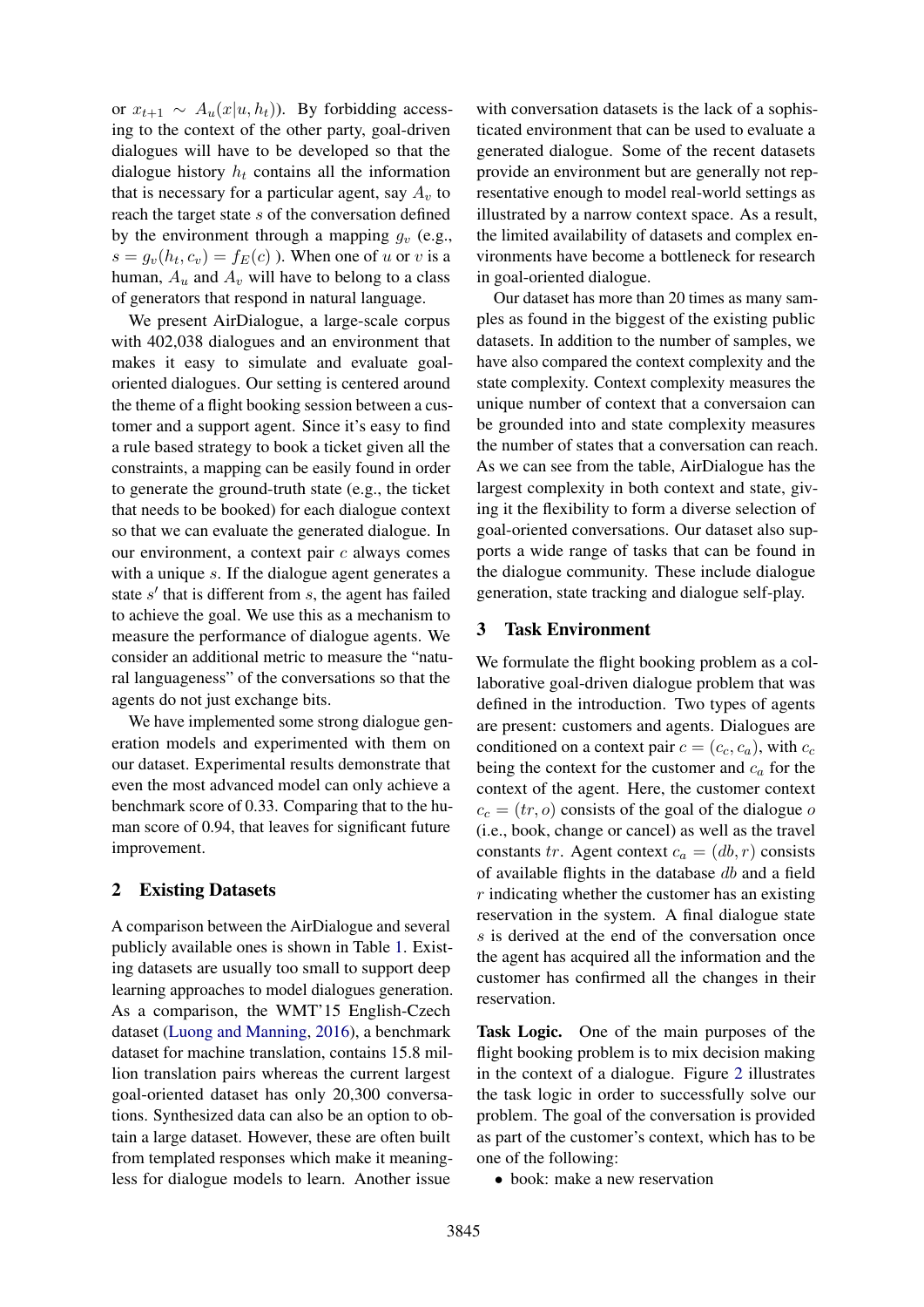or $x_{t+1} \sim A_u(x|u, h_t)$). By forbidding accessing to the context of the other party, goal-driven dialogues will have to be developed so that the dialogue history $h_t$ contains all the information that is necessary for a particular agent, say $A_v$ to reach the target state $s$ of the conversation defined by the environment through a mapping $g_v$ (e.g., $s = g_v(h_t, c_v) = f_E(c)$ ). When one of $u$ or $v$ is a human, $A_u$ and $A_v$ will have to belong to a class of generators that respond in natural language.

We present AirDialogue, a large-scale corpus with 402,038 dialogues and an environment that makes it easy to simulate and evaluate goal-oriented dialogues. Our setting is centered around the theme of a flight booking session between a customer and a support agent. Since it's easy to find a rule based strategy to book a ticket given all the constraints, a mapping can be easily found in order to generate the ground-truth state (e.g., the ticket that needs to be booked) for each dialogue context so that we can evaluate the generated dialogue. In our environment, a context pair $c$ always comes with a unique $s$. If the dialogue agent generates a state $s'$ that is different from $s$, the agent has failed to achieve the goal. We use this as a mechanism to measure the performance of dialogue agents. We consider an additional metric to measure the "natural languageness" of the conversations so that the agents do not just exchange bits.

We have implemented some strong dialogue generation models and experimented with them on our dataset. Experimental results demonstrate that even the most advanced model can only achieve a benchmark score of 0.33. Comparing that to the human score of 0.94, that leaves for significant future improvement.

## 2 Existing Datasets

A comparison between the AirDialogue and several publicly available ones is shown in Table 1. Existing datasets are usually too small to support deep learning approaches to model dialogues generation. As a comparison, the WMT'15 English-Czech dataset (Luong and Manning, 2016), a benchmark dataset for machine translation, contains 15.8 million translation pairs whereas the current largest goal-oriented dataset has only 20,300 conversations. Synthesized data can also be an option to obtain a large dataset. However, these are often built from templated responses which make it meaningless for dialogue models to learn. Another issue with conversation datasets is the lack of a sophisticated environment that can be used to evaluate a generated dialogue. Some of the recent datasets provide an environment but are generally not representative enough to model real-world settings as illustrated by a narrow context space. As a result, the limited availability of datasets and complex environments have become a bottleneck for research in goal-oriented dialogue.

Our dataset has more than 20 times as many samples as found in the biggest of the existing public datasets. In addition to the number of samples, we have also compared the context complexity and the state complexity. Context complexity measures the unique number of context that a conversaion can be grounded into and state complexity measures the number of states that a conversation can reach. As we can see from the table, AirDialogue has the largest complexity in both context and state, giving it the flexibility to form a diverse selection of goal-oriented conversations. Our dataset also supports a wide range of tasks that can be found in the dialogue community. These include dialogue generation, state tracking and dialogue self-play.

## 3 Task Environment

We formulate the flight booking problem as a collaborative goal-driven dialogue problem that was defined in the introduction. Two types of agents are present: customers and agents. Dialogues are conditioned on a context pair $c = (c_c, c_a)$, with $c_c$ being the context for the customer and $c_a$ for the context of the agent. Here, the customer context $c_c = (tr, o)$ consists of the goal of the dialogue $o$ (i.e., book, change or cancel) as well as the travel constants $tr$. Agent context $c_a = (db, r)$ consists of available flights in the database $db$ and a field $r$ indicating whether the customer has an existing reservation in the system. A final dialogue state $s$ is derived at the end of the conversation once the agent has acquired all the information and the customer has confirmed all the changes in their reservation.

**Task Logic.** One of the main purposes of the flight booking problem is to mix decision making in the context of a dialogue. Figure 2 illustrates the task logic in order to successfully solve our problem. The goal of the conversation is provided as part of the customer's context, which has to be one of the following:

- book: make a new reservation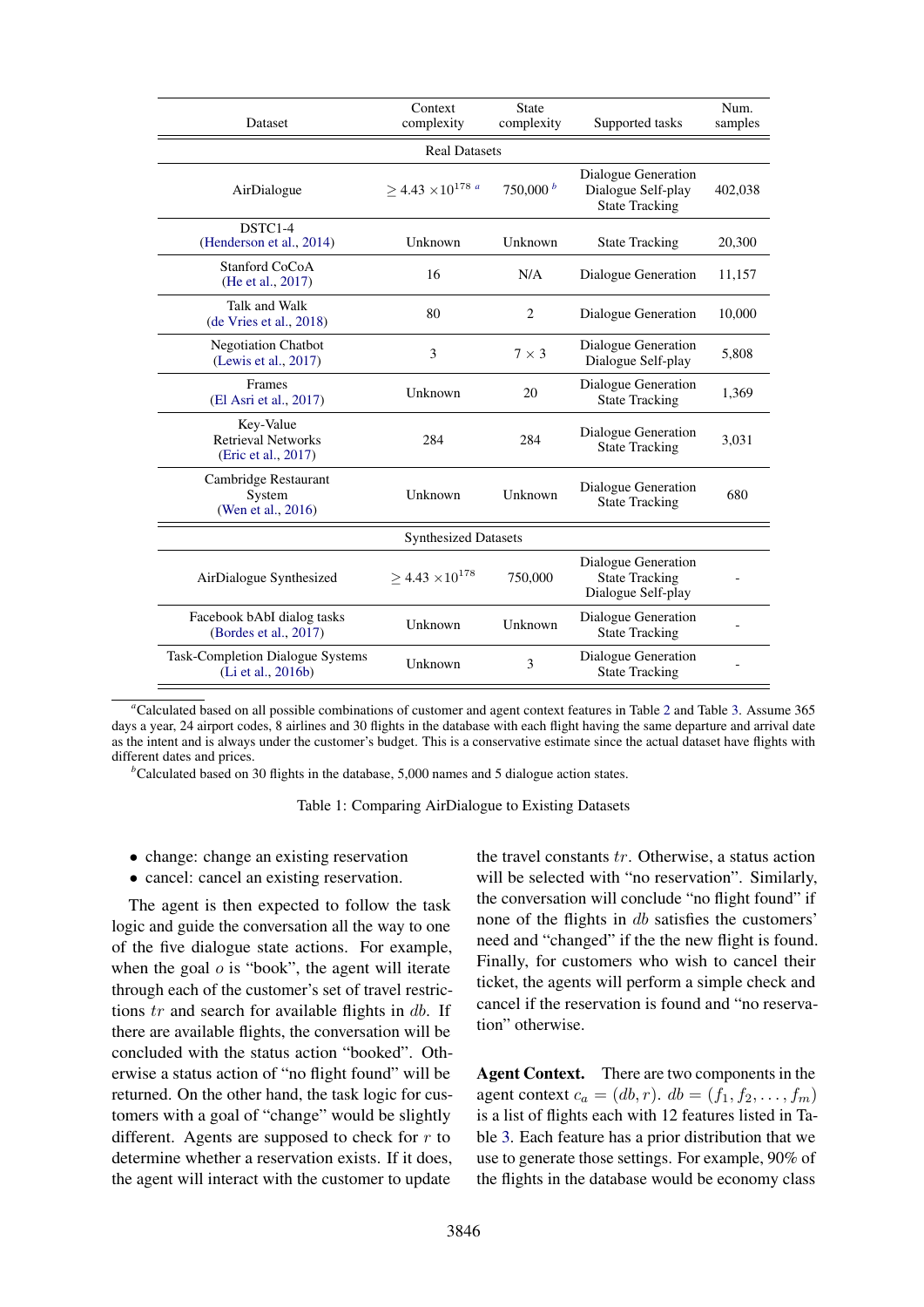| Dataset | Context complexity | State complexity | Supported tasks | Num. samples |
|---|---|---|---|---|
| Real Datasets | | | | |
| AirDialogue | $\geq 4.43 \times 10^{178}$ [a] | 750,000 [b] | Dialogue Generation<br>Dialogue Self-play<br>State Tracking | 402,038 |
| DSTC1-4 (Henderson et al., 2014) | Unknown | Unknown | State Tracking | 20,300 |
| Stanford CoCoA (He et al., 2017) | 16 | N/A | Dialogue Generation | 11,157 |
| Talk and Walk (de Vries et al., 2018) | 80 | 2 | Dialogue Generation | 10,000 |
| Negotiation Chatbot (Lewis et al., 2017) | 3 | $7 \times 3$ | Dialogue Generation<br>Dialogue Self-play | 5,808 |
| Frames (El Asri et al., 2017) | Unknown | 20 | Dialogue Generation<br>State Tracking | 1,369 |
| Key-Value Retrieval Networks (Eric et al., 2017) | 284 | 284 | Dialogue Generation<br>State Tracking | 3,031 |
| Cambridge Restaurant System (Wen et al., 2016) | Unknown | Unknown | Dialogue Generation<br>State Tracking | 680 |
| Synthesized Datasets | | | | |
| AirDialogue Synthesized | $\geq 4.43 \times 10^{178}$ | 750,000 | Dialogue Generation<br>State Tracking<br>Dialogue Self-play | - |
| Facebook bAbI dialog tasks (Bordes et al., 2017) | Unknown | Unknown | Dialogue Generation<br>State Tracking | - |
| Task-Completion Dialogue Systems (Li et al., 2016b) | Unknown | 3 | Dialogue Generation<br>State Tracking | - |

[a] Calculated based on all possible combinations of customer and agent context features in Table 2 and Table 3. Assume 365 days a year, 24 airport codes, 8 airlines and 30 flights in the database with each flight having the same departure and arrival date as the intent and is always under the customer's budget. This is a conservative estimate since the actual dataset have flights with different dates and prices.

[b] Calculated based on 30 flights in the database, 5,000 names and 5 dialogue action states.

Table 1: Comparing AirDialogue to Existing Datasets

- change: change an existing reservation
- cancel: cancel an existing reservation.

The agent is then expected to follow the task logic and guide the conversation all the way to one of the five dialogue state actions. For example, when the goal $o$ is "book", the agent will iterate through each of the customer's set of travel restrictions $tr$ and search for available flights in $db$. If there are available flights, the conversation will be concluded with the status action "booked". Otherwise a status action of "no flight found" will be returned. On the other hand, the task logic for customers with a goal of "change" would be slightly different. Agents are supposed to check for $r$ to determine whether a reservation exists. If it does, the agent will interact with the customer to update the travel constants $tr$. Otherwise, a status action will be selected with "no reservation". Similarly, the conversation will conclude "no flight found" if none of the flights in $db$ satisfies the customers' need and "changed" if the the new flight is found. Finally, for customers who wish to cancel their ticket, the agents will perform a simple check and cancel if the reservation is found and "no reservation" otherwise.

**Agent Context.** There are two components in the agent context $c_a = (db, r)$. $db = (f_1, f_2, \ldots, f_m)$ is a list of flights each with 12 features listed in Table 3. Each feature has a prior distribution that we use to generate those settings. For example, 90% of the flights in the database would be economy class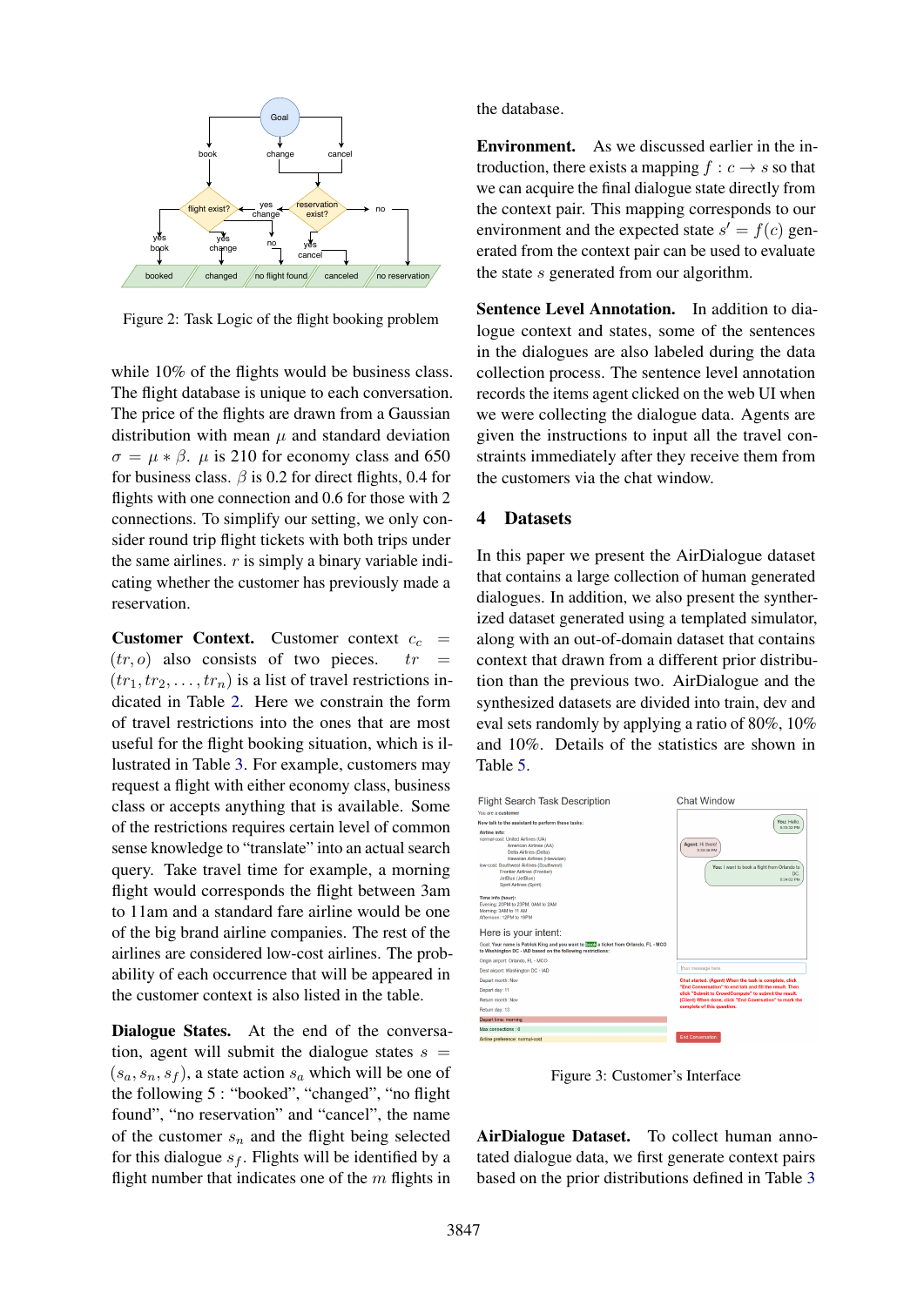Figure 2: Task Logic of the flight booking problem

while 10% of the flights would be business class. The flight database is unique to each conversation. The price of the flights are drawn from a Gaussian distribution with mean $\mu$ and standard deviation $\sigma = \mu * \beta$. $\mu$ is 210 for economy class and 650 for business class. $\beta$ is 0.2 for direct flights, 0.4 for flights with one connection and 0.6 for those with 2 connections. To simplify our setting, we only consider round trip flight tickets with both trips under the same airlines. $r$ is simply a binary variable indicating whether the customer has previously made a reservation.

**Customer Context.** Customer context $c_c = (tr, o)$ also consists of two pieces. $tr = (tr_1, tr_2, \ldots, tr_n)$ is a list of travel restrictions indicated in Table 2. Here we constrain the form of travel restrictions into the ones that are most useful for the flight booking situation, which is illustrated in Table 3. For example, customers may request a flight with either economy class, business class or accepts anything that is available. Some of the restrictions requires certain level of common sense knowledge to "translate" into an actual search query. Take travel time for example, a morning flight would corresponds the flight between 3am to 11am and a standard fare airline would be one of the big brand airline companies. The rest of the airlines are considered low-cost airlines. The probability of each occurrence that will be appeared in the customer context is also listed in the table.

**Dialogue States.** At the end of the conversation, agent will submit the dialogue states $s = (s_a, s_n, s_f)$, a state action $s_a$ which will be one of the following 5 : "booked", "changed", "no flight found", "no reservation" and "cancel", the name of the customer $s_n$ and the flight being selected for this dialogue $s_f$. Flights will be identified by a flight number that indicates one of the $m$ flights in the database.

**Environment.** As we discussed earlier in the introduction, there exists a mapping $f : c \rightarrow s$ so that we can acquire the final dialogue state directly from the context pair. This mapping corresponds to our environment and the expected state $s' = f(c)$ generated from the context pair can be used to evaluate the state $s$ generated from our algorithm.

**Sentence Level Annotation.** In addition to dialogue context and states, some of the sentences in the dialogues are also labeled during the data collection process. The sentence level annotation records the items agent clicked on the web UI when we were collecting the dialogue data. Agents are given the instructions to input all the travel constraints immediately after they receive them from the customers via the chat window.

## 4 Datasets

In this paper we present the AirDialogue dataset that contains a large collection of human generated dialogues. In addition, we also present the synthetized dataset generated using a templated simulator, along with an out-of-domain dataset that contains context that drawn from a different prior distribution than the previous two. AirDialogue and the synthesized datasets are divided into train, dev and eval sets randomly by applying a ratio of 80%, 10% and 10%. Details of the statistics are shown in Table 5.

Figure 3: Customer's Interface

**AirDialogue Dataset.** To collect human annotated dialogue data, we first generate context pairs based on the prior distributions defined in Table 3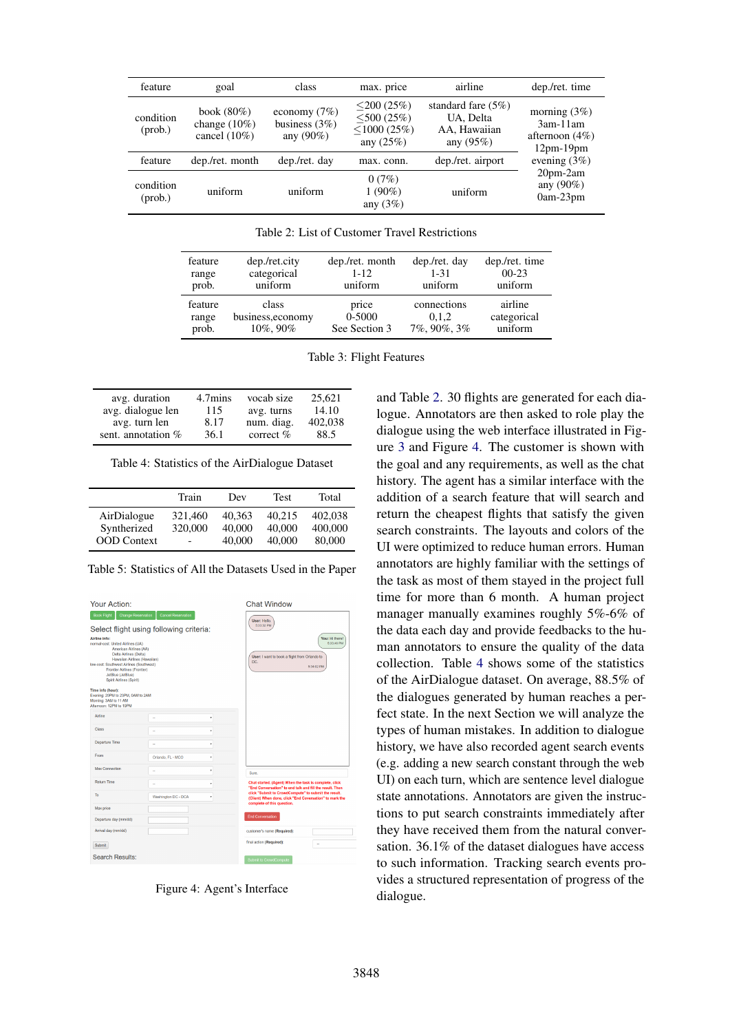| feature | goal | class | max. price | airline | dep./ret. time |
|---|---|---|---|---|---|
| condition (prob.) | book (80%)<br>change (10%)<br>cancel (10%) | economy (7%)<br>business (3%)<br>any (90%) | ≤200 (25%)<br>≤500 (25%)<br>≤1000 (25%)<br>any (25%) | standard fare (5%)<br>UA, Delta<br>AA, Hawaiian<br>any (95%) | morning (3%)<br>3am-11am<br>afternoon (4%)<br>12pm-19pm<br>evening (3%)<br>20pm-2am<br>any (90%)<br>0am-23pm |
| feature | dep./ret. month | dep./ret. day | max. conn. | dep./ret. airport | |
| condition (prob.) | uniform | uniform | 0 (7%)<br>1 (90%)<br>any (3%) | uniform | |

Table 2: List of Customer Travel Restrictions

| feature | dep./ret.city | dep./ret. month | dep./ret. day | dep./ret. time |
|---|---|---|---|---|
| range | categorical | 1-12 | 1-31 | 00-23 |
| prob. | uniform | uniform | uniform | uniform |
| feature | class | price | connections | airline |
| range | business,economy | 0-5000 | 0,1,2 | categorical |
| prob. | 10%, 90% | See Section 3 | 7%, 90%, 3% | uniform |

Table 3: Flight Features

| | | | |
|---|---|---|---|
| avg. duration | 4.7mins | vocab size | 25,621 |
| avg. dialogue len | 115 | avg. turns | 14.10 |
| avg. turn len | 8.17 | num. diag. | 402,038 |
| sent. annotation % | 36.1 | correct % | 88.5 |

Table 4: Statistics of the AirDialogue Dataset

| | Train | Dev | Test | Total |
|---|---|---|---|---|
| AirDialogue | 321,460 | 40,363 | 40,215 | 402,038 |
| Synthetized | 320,000 | 40,000 | 40,000 | 400,000 |
| OOD Context | - | 40,000 | 40,000 | 80,000 |

Table 5: Statistics of All the Datasets Used in the Paper

Figure 4: Agent's Interface

and Table 2. 30 flights are generated for each dialogue. Annotators are then asked to role play the dialogue using the web interface illustrated in Figure 3 and Figure 4. The customer is shown with the goal and any requirements, as well as the chat history. The agent has a similar interface with the addition of a search feature that will search and return the cheapest flights that satisfy the given search constraints. The layouts and colors of the UI were optimized to reduce human errors. Human annotators are highly familiar with the settings of the task as most of them stayed in the project full time for more than 6 month. A human project manager manually examines roughly 5%-6% of the data each day and provide feedbacks to the human annotators to ensure the quality of the data collection. Table 4 shows some of the statistics of the AirDialogue dataset. On average, 88.5% of the dialogues generated by human reaches a perfect state. In the next Section we will analyze the types of human mistakes. In addition to dialogue history, we have also recorded agent search events (e.g. adding a new search constant through the web UI) on each turn, which are sentence level dialogue state annotations. Annotators are given the instructions to put search constraints immediately after they have received them from the natural conversation. 36.1% of the dataset dialogues have access to such information. Tracking search events provides a structured representation of progress of the dialogue.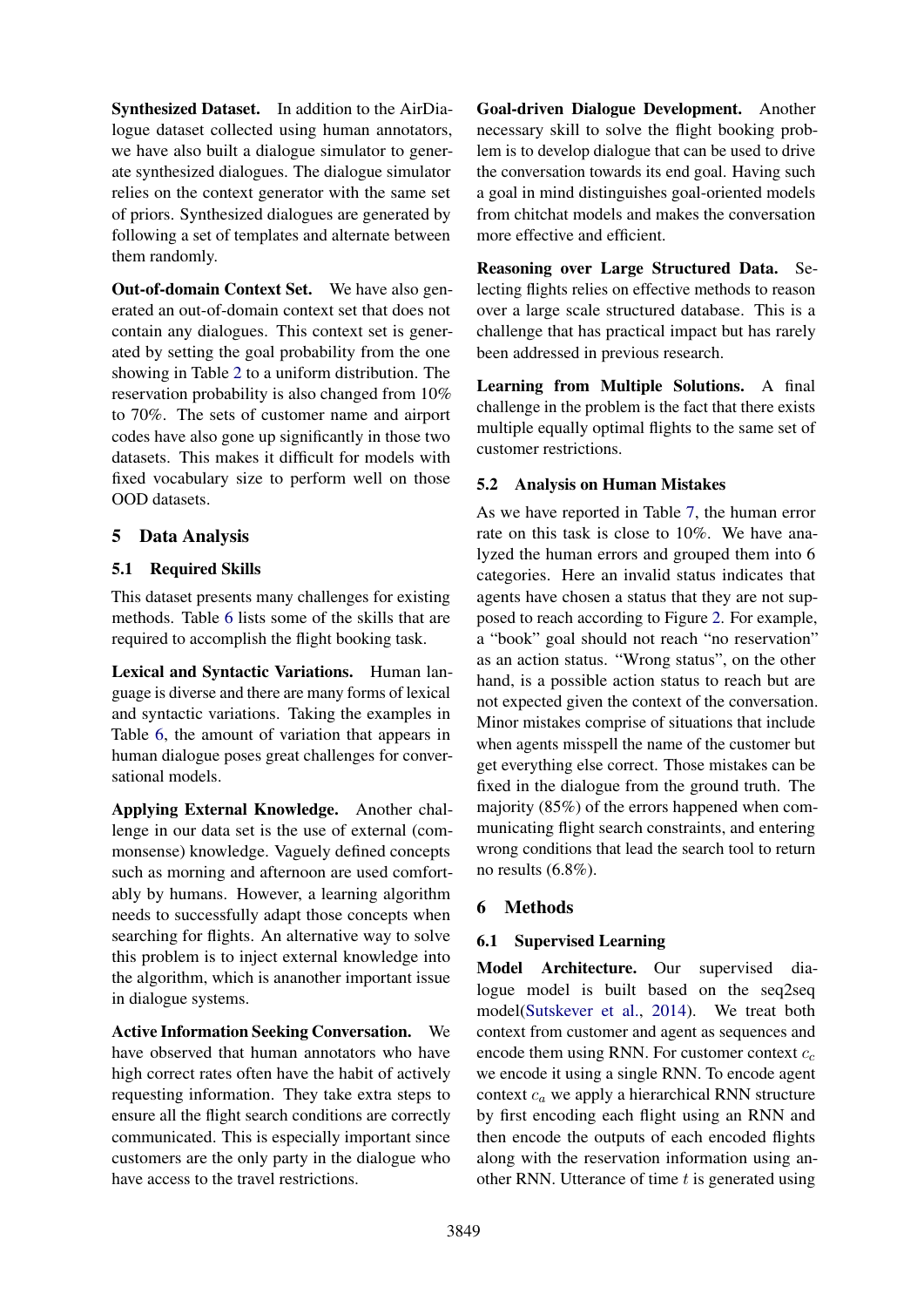**Synthesized Dataset.** In addition to the AirDialogue dataset collected using human annotators, we have also built a dialogue simulator to generate synthesized dialogues. The dialogue simulator relies on the context generator with the same set of priors. Synthesized dialogues are generated by following a set of templates and alternate between them randomly.

**Out-of-domain Context Set.** We have also generated an out-of-domain context set that does not contain any dialogues. This context set is generated by setting the goal probability from the one showing in Table 2 to a uniform distribution. The reservation probability is also changed from 10% to 70%. The sets of customer name and airport codes have also gone up significantly in those two datasets. This makes it difficult for models with fixed vocabulary size to perform well on those OOD datasets.

## 5 Data Analysis

### 5.1 Required Skills

This dataset presents many challenges for existing methods. Table 6 lists some of the skills that are required to accomplish the flight booking task.

**Lexical and Syntactic Variations.** Human language is diverse and there are many forms of lexical and syntactic variations. Taking the examples in Table 6, the amount of variation that appears in human dialogue poses great challenges for conversational models.

**Applying External Knowledge.** Another challenge in our data set is the use of external (commonsense) knowledge. Vaguely defined concepts such as morning and afternoon are used comfortably by humans. However, a learning algorithm needs to successfully adapt those concepts when searching for flights. An alternative way to solve this problem is to inject external knowledge into the algorithm, which is ananother important issue in dialogue systems.

**Active Information Seeking Conversation.** We have observed that human annotators who have high correct rates often have the habit of actively requesting information. They take extra steps to ensure all the flight search conditions are correctly communicated. This is especially important since customers are the only party in the dialogue who have access to the travel restrictions.

**Goal-driven Dialogue Development.** Another necessary skill to solve the flight booking problem is to develop dialogue that can be used to drive the conversation towards its end goal. Having such a goal in mind distinguishes goal-oriented models from chitchat models and makes the conversation more effective and efficient.

**Reasoning over Large Structured Data.** Selecting flights relies on effective methods to reason over a large scale structured database. This is a challenge that has practical impact but has rarely been addressed in previous research.

**Learning from Multiple Solutions.** A final challenge in the problem is the fact that there exists multiple equally optimal flights to the same set of customer restrictions.

### 5.2 Analysis on Human Mistakes

As we have reported in Table 7, the human error rate on this task is close to 10%. We have analyzed the human errors and grouped them into 6 categories. Here an invalid status indicates that agents have chosen a status that they are not supposed to reach according to Figure 2. For example, a "book" goal should not reach "no reservation" as an action status. "Wrong status", on the other hand, is a possible action status to reach but are not expected given the context of the conversation. Minor mistakes comprise of situations that include when agents misspell the name of the customer but get everything else correct. Those mistakes can be fixed in the dialogue from the ground truth. The majority (85%) of the errors happened when communicating flight search constraints, and entering wrong conditions that lead the search tool to return no results (6.8%).

## 6 Methods

### 6.1 Supervised Learning

**Model Architecture.** Our supervised dialogue model is built based on the seq2seq model(Sutskever et al., 2014). We treat both context from customer and agent as sequences and encode them using RNN. For customer context $c_c$ we encode it using a single RNN. To encode agent context $c_a$ we apply a hierarchical RNN structure by first encoding each flight using an RNN and then encode the outputs of each encoded flights along with the reservation information using another RNN. Utterance of time $t$ is generated using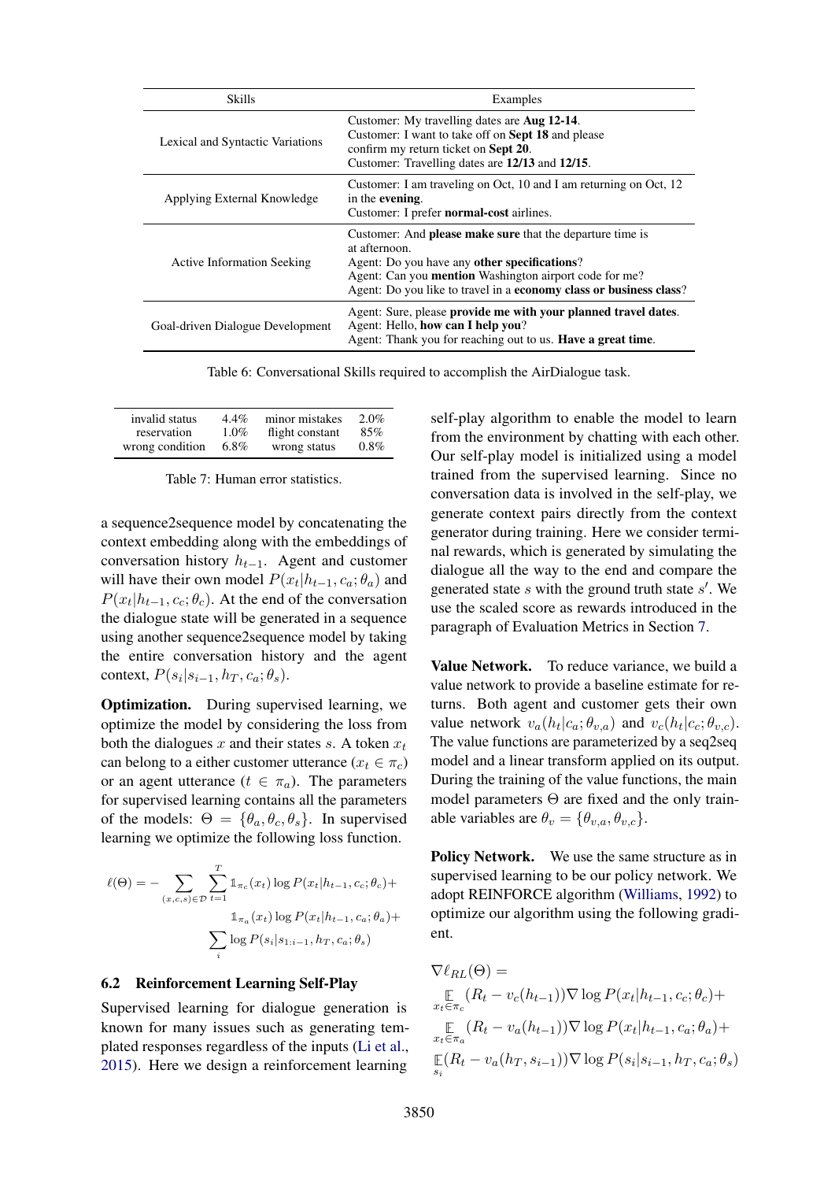| Skills | Examples |
| --- | --- |
| Lexical and Syntactic Variations | Customer: My travelling dates are **Aug 12-14**. Customer: I want to take off on **Sept 18** and please confirm my return ticket on **Sept 20**. Customer: Travelling dates are **12/13** and **12/15**. |
| Applying External Knowledge | Customer: I am traveling on Oct, 10 and I am returning on Oct, 12 in the **evening**. Customer: I prefer **normal-cost** airlines. |
| Active Information Seeking | Customer: And **please make sure** that the departure time is at afternoon. Agent: Do you have any **other specifications**? Agent: Can you **mention** Washington airport code for me? Agent: Do you like to travel in a **economy class or business class**? |
| Goal-driven Dialogue Development | Agent: Sure, please **provide me with your planned travel dates**. Agent: Hello, **how can I help you**? Agent: Thank you for reaching out to us. **Have a great time**. |

Table 6: Conversational Skills required to accomplish the AirDialogue task.

| invalid status | 4.4% | minor mistakes | 2.0% |
| --- | --- | --- | --- |
| reservation | 1.0% | flight constant | 85% |
| wrong condition | 6.8% | wrong status | 0.8% |

Table 7: Human error statistics.

a sequence2sequence model by concatenating the context embedding along with the embeddings of conversation history $h_{t-1}$. Agent and customer will have their own model $P(x_t|h_{t-1}, c_a; \theta_a)$ and $P(x_t|h_{t-1}, c_c; \theta_c)$. At the end of the conversation the dialogue state will be generated in a sequence using another sequence2sequence model by taking the entire conversation history and the agent context, $P(s_i|s_{i-1}, h_T, c_a; \theta_s)$.

**Optimization.** During supervised learning, we optimize the model by considering the loss from both the dialogues $x$ and their states $s$. A token $x_t$ can belong to a either customer utterance ($x_t \in \pi_c$) or an agent utterance ($t \in \pi_a$). The parameters for supervised learning contains all the parameters of the models: $\Theta = \{\theta_a, \theta_c, \theta_s\}$. In supervised learning we optimize the following loss function.

$$
\begin{aligned}
\ell(\Theta) = - \sum_{(x,c,s)\in\mathcal{D}} \sum_{t=1}^{T} & \mathbb{1}_{\pi_c}(x_t) \log P(x_t|h_{t-1}, c_c; \theta_c) + \\
& \mathbb{1}_{\pi_a}(x_t) \log P(x_t|h_{t-1}, c_a; \theta_a) + \\
& \sum_i \log P(s_i|s_{1:i-1}, h_T, c_a; \theta_s)
\end{aligned}
$$

## 6.2 Reinforcement Learning Self-Play

Supervised learning for dialogue generation is known for many issues such as generating templated responses regardless of the inputs (Li et al., 2015). Here we design a reinforcement learning self-play algorithm to enable the model to learn from the environment by chatting with each other. Our self-play model is initialized using a model trained from the supervised learning. Since no conversation data is involved in the self-play, we generate context pairs directly from the context generator during training. Here we consider terminal rewards, which is generated by simulating the dialogue all the way to the end and compare the generated state $s$ with the ground truth state $s'$. We use the scaled score as rewards introduced in the paragraph of Evaluation Metrics in Section 7.

**Value Network.** To reduce variance, we build a value network to provide a baseline estimate for returns. Both agent and customer gets their own value network $v_a(h_t|c_a; \theta_{v,a})$ and $v_c(h_t|c_c; \theta_{v,c})$. The value functions are parameterized by a seq2seq model and a linear transform applied on its output. During the training of the value functions, the main model parameters $\Theta$ are fixed and the only trainable variables are $\theta_v = \{\theta_{v,a}, \theta_{v,c}\}$.

**Policy Network.** We use the same structure as in supervised learning to be our policy network. We adopt REINFORCE algorithm (Williams, 1992) to optimize our algorithm using the following gradient.

$$
\begin{aligned}
& \nabla \ell_{RL}(\Theta) = \\
& \mathop{\mathbb{E}}_{x_t \in \pi_c} (R_t - v_c(h_{t-1})) \nabla \log P(x_t|h_{t-1}, c_c; \theta_c) + \\
& \mathop{\mathbb{E}}_{x_t \in \pi_a} (R_t - v_a(h_{t-1})) \nabla \log P(x_t|h_{t-1}, c_a; \theta_a) + \\
& \mathop{\mathbb{E}}_{s_i} (R_t - v_a(h_T, s_{i-1})) \nabla \log P(s_i|s_{i-1}, h_T, c_a; \theta_s)
\end{aligned}
$$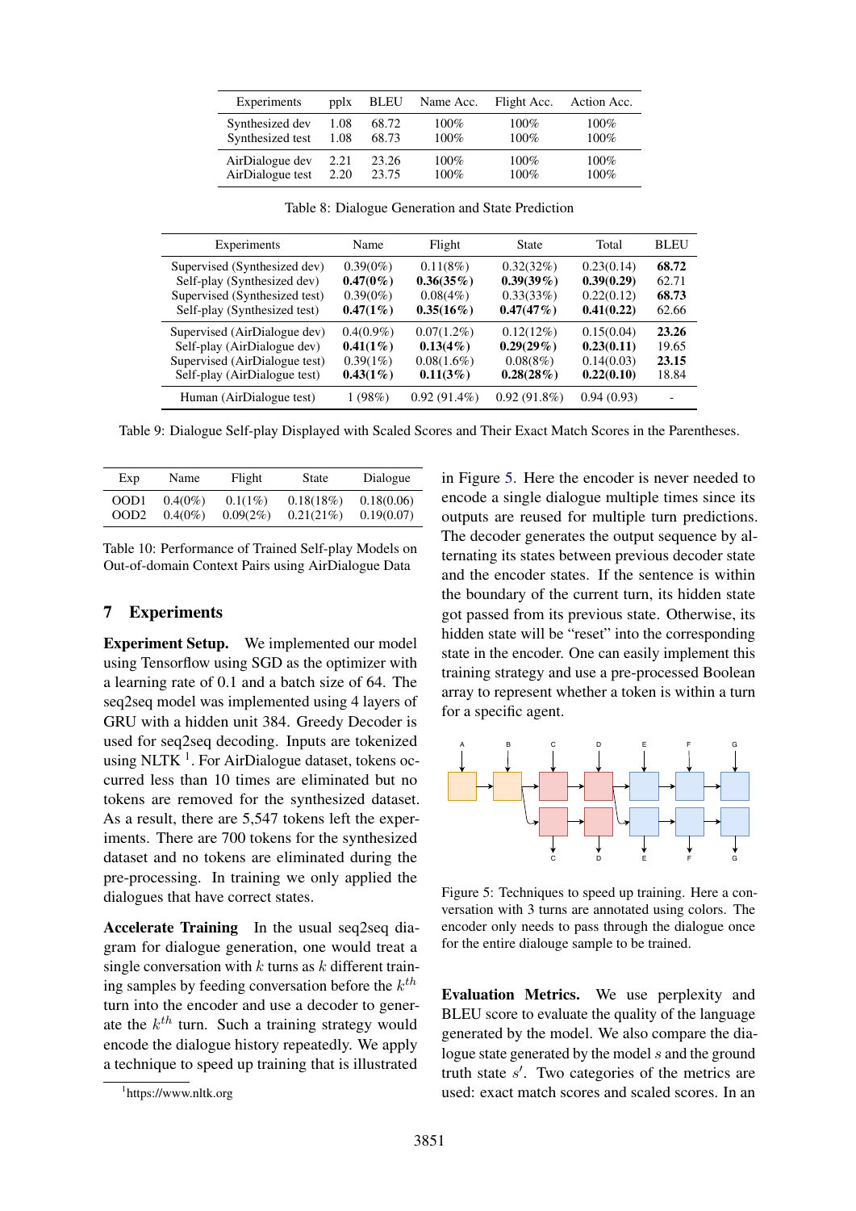| Experiments | pplx | BLEU | Name Acc. | Flight Acc. | Action Acc. |
|---|---|---|---|---|---|
| Synthesized dev | 1.08 | 68.72 | 100% | 100% | 100% |
| Synthesized test | 1.08 | 68.73 | 100% | 100% | 100% |
| AirDialogue dev | 2.21 | 23.26 | 100% | 100% | 100% |
| AirDialogue test | 2.20 | 23.75 | 100% | 100% | 100% |

Table 8: Dialogue Generation and State Prediction

| Experiments | Name | Flight | State | Total | BLEU |
|---|---|---|---|---|---|
| Supervised (Synthesized dev) | 0.39(0%) | 0.11(8%) | 0.32(32%) | 0.23(0.14) | **68.72** |
| Self-play (Synthesized dev) | **0.47(0%)** | **0.36(35%)** | **0.39(39%)** | **0.39(0.29)** | 62.71 |
| Supervised (Synthesized test) | 0.39(0%) | 0.08(4%) | 0.33(33%) | 0.22(0.12) | **68.73** |
| Self-play (Synthesized test) | **0.47(1%)** | **0.35(16%)** | **0.47(47%)** | **0.41(0.22)** | 62.66 |
| Supervised (AirDialogue dev) | 0.4(0.9%) | 0.07(1.2%) | 0.12(12%) | 0.15(0.04) | **23.26** |
| Self-play (AirDialogue dev) | **0.41(1%)** | **0.13(4%)** | **0.29(29%)** | **0.23(0.11)** | 19.65 |
| Supervised (AirDialogue test) | 0.39(1%) | 0.08(1.6%) | 0.08(8%) | 0.14(0.03) | **23.15** |
| Self-play (AirDialogue test) | **0.43(1%)** | **0.11(3%)** | **0.28(28%)** | **0.22(0.10)** | 18.84 |
| Human (AirDialogue test) | 1 (98%) | 0.92 (91.4%) | 0.92 (91.8%) | 0.94 (0.93) | - |

Table 9: Dialogue Self-play Displayed with Scaled Scores and Their Exact Match Scores in the Parentheses.

| Exp | Name | Flight | State | Dialogue |
|---|---|---|---|---|
| OOD1 | 0.4(0%) | 0.1(1%) | 0.18(18%) | 0.18(0.06) |
| OOD2 | 0.4(0%) | 0.09(2%) | 0.21(21%) | 0.19(0.07) |

Table 10: Performance of Trained Self-play Models on Out-of-domain Context Pairs using AirDialogue Data

## 7 Experiments

**Experiment Setup.** We implemented our model using Tensorflow using SGD as the optimizer with a learning rate of 0.1 and a batch size of 64. The seq2seq model was implemented using 4 layers of GRU with a hidden unit 384. Greedy Decoder is used for seq2seq decoding. Inputs are tokenized using NLTK [1]. For AirDialogue dataset, tokens occurred less than 10 times are eliminated but no tokens are removed for the synthesized dataset. As a result, there are 5,547 tokens left the experiments. There are 700 tokens for the synthesized dataset and no tokens are eliminated during the pre-processing. In training we only applied the dialogues that have correct states.

**Accelerate Training** In the usual seq2seq diagram for dialogue generation, one would treat a single conversation with $k$ turns as $k$ different training samples by feeding conversation before the $k^{th}$ turn into the encoder and use a decoder to generate the $k^{th}$ turn. Such a training strategy would encode the dialogue history repeatedly. We apply a technique to speed up training that is illustrated in Figure 5. Here the encoder is never needed to encode a single dialogue multiple times since its outputs are reused for multiple turn predictions. The decoder generates the output sequence by alternating its states between previous decoder state and the encoder states. If the sentence is within the boundary of the current turn, its hidden state got passed from its previous state. Otherwise, its hidden state will be "reset" into the corresponding state in the encoder. One can easily implement this training strategy and use a pre-processed Boolean array to represent whether a token is within a turn for a specific agent.

[1] https://www.nltk.org

Figure 5: Techniques to speed up training. Here a conversation with 3 turns are annotated using colors. The encoder only needs to pass through the dialogue once for the entire dialouge sample to be trained.

**Evaluation Metrics.** We use perplexity and BLEU score to evaluate the quality of the language generated by the model. We also compare the dialogue state generated by the model $s$ and the ground truth state $s'$. Two categories of the metrics are used: exact match scores and scaled scores. In an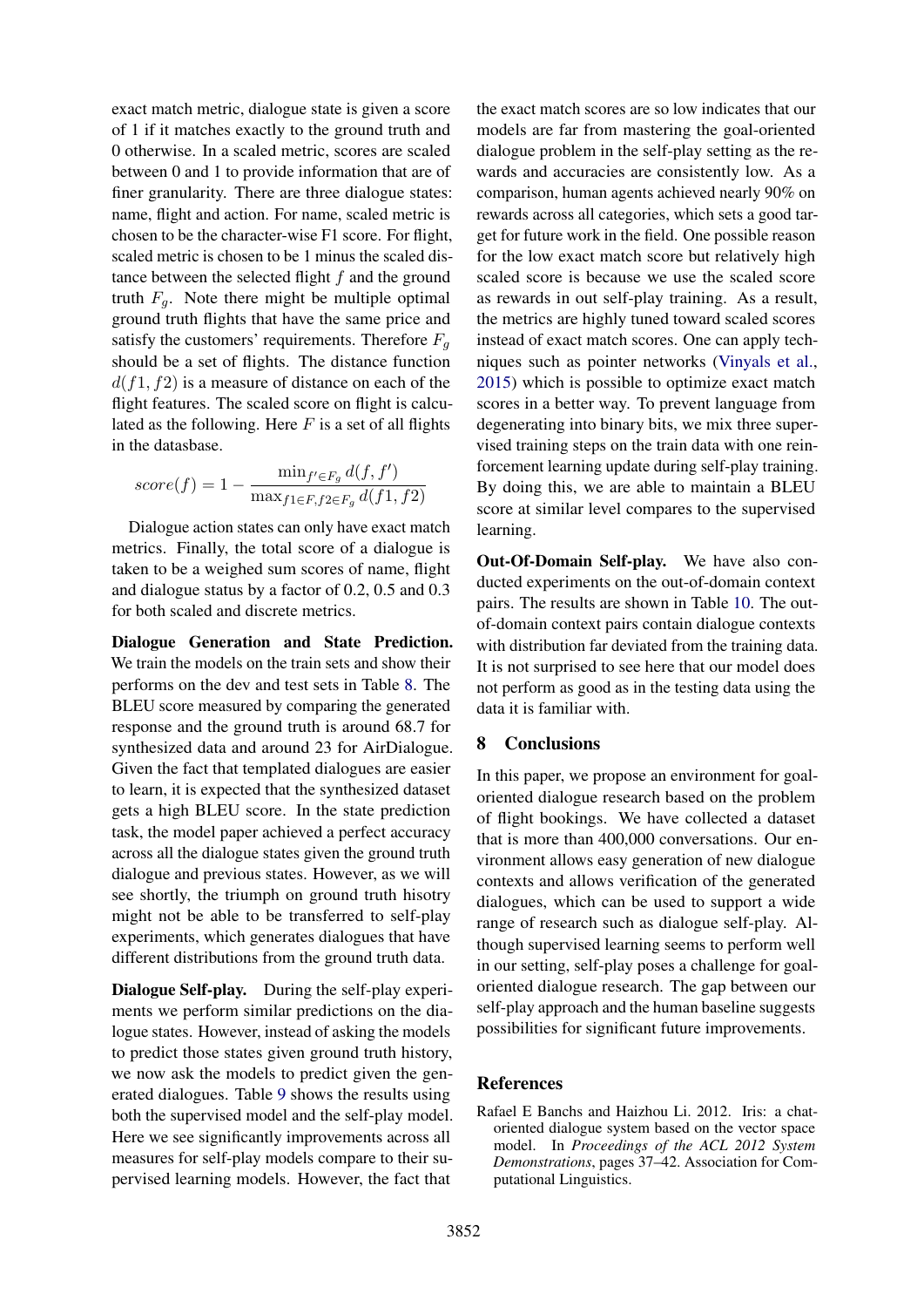exact match metric, dialogue state is given a score of 1 if it matches exactly to the ground truth and 0 otherwise. In a scaled metric, scores are scaled between 0 and 1 to provide information that are of finer granularity. There are three dialogue states: name, flight and action. For name, scaled metric is chosen to be the character-wise F1 score. For flight, scaled metric is chosen to be 1 minus the scaled distance between the selected flight $f$ and the ground truth $F_g$. Note there might be multiple optimal ground truth flights that have the same price and satisfy the customers' requirements. Therefore $F_g$ should be a set of flights. The distance function $d(f1, f2)$ is a measure of distance on each of the flight features. The scaled score on flight is calculated as the following. Here $F$ is a set of all flights in the datasbase.

$$score(f) = 1 - \frac{\min_{f' \in F_g} d(f, f')}{\max_{f1 \in F, f2 \in F_g} d(f1, f2)}$$

Dialogue action states can only have exact match metrics. Finally, the total score of a dialogue is taken to be a weighed sum scores of name, flight and dialogue status by a factor of 0.2, 0.5 and 0.3 for both scaled and discrete metrics.

**Dialogue Generation and State Prediction.** We train the models on the train sets and show their performs on the dev and test sets in Table 8. The BLEU score measured by comparing the generated response and the ground truth is around 68.7 for synthesized data and around 23 for AirDialogue. Given the fact that templated dialogues are easier to learn, it is expected that the synthesized dataset gets a high BLEU score. In the state prediction task, the model paper achieved a perfect accuracy across all the dialogue states given the ground truth dialogue and previous states. However, as we will see shortly, the triumph on ground truth hisotry might not be able to be transferred to self-play experiments, which generates dialogues that have different distributions from the ground truth data.

**Dialogue Self-play.** During the self-play experiments we perform similar predictions on the dialogue states. However, instead of asking the models to predict those states given ground truth history, we now ask the models to predict given the generated dialogues. Table 9 shows the results using both the supervised model and the self-play model. Here we see significantly improvements across all measures for self-play models compare to their supervised learning models. However, the fact that the exact match scores are so low indicates that our models are far from mastering the goal-oriented dialogue problem in the self-play setting as the rewards and accuracies are consistently low. As a comparison, human agents achieved nearly 90% on rewards across all categories, which sets a good target for future work in the field. One possible reason for the low exact match score but relatively high scaled score is because we use the scaled score as rewards in out self-play training. As a result, the metrics are highly tuned toward scaled scores instead of exact match scores. One can apply techniques such as pointer networks (Vinyals et al., 2015) which is possible to optimize exact match scores in a better way. To prevent language from degenerating into binary bits, we mix three supervised training steps on the train data with one reinforcement learning update during self-play training. By doing this, we are able to maintain a BLEU score at similar level compares to the supervised learning.

**Out-Of-Domain Self-play.** We have also conducted experiments on the out-of-domain context pairs. The results are shown in Table 10. The out-of-domain context pairs contain dialogue contexts with distribution far deviated from the training data. It is not surprised to see here that our model does not perform as good as in the testing data using the data it is familiar with.

## 8 Conclusions

In this paper, we propose an environment for goal-oriented dialogue research based on the problem of flight bookings. We have collected a dataset that is more than 400,000 conversations. Our environment allows easy generation of new dialogue contexts and allows verification of the generated dialogues, which can be used to support a wide range of research such as dialogue self-play. Although supervised learning seems to perform well in our setting, self-play poses a challenge for goal-oriented dialogue research. The gap between our self-play approach and the human baseline suggests possibilities for significant future improvements.

## References

Rafael E Banchs and Haizhou Li. 2012. Iris: a chat-oriented dialogue system based on the vector space model. In *Proceedings of the ACL 2012 System Demonstrations*, pages 37–42. Association for Computational Linguistics.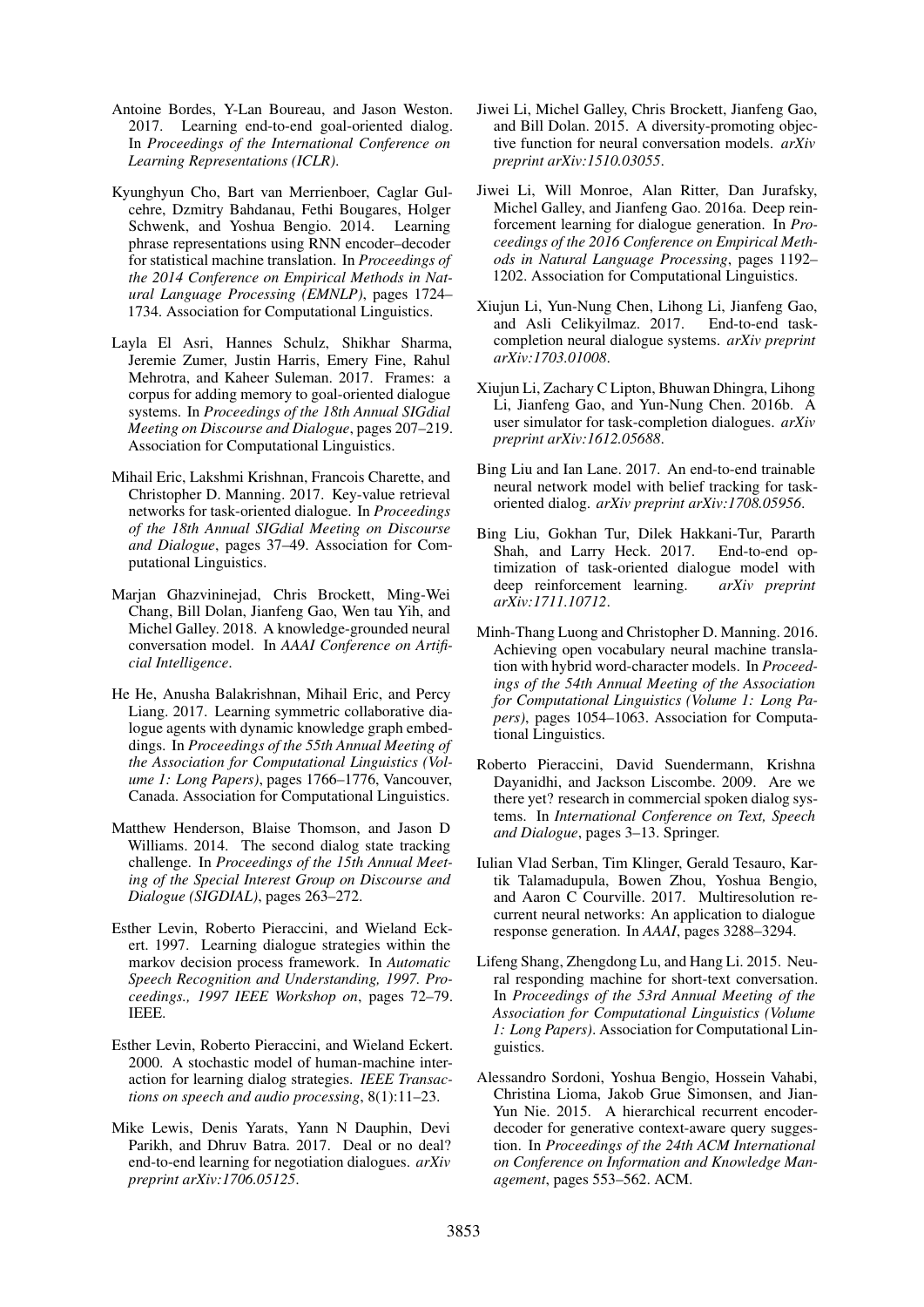Antoine Bordes, Y-Lan Boureau, and Jason Weston. 2017. Learning end-to-end goal-oriented dialog. In *Proceedings of the International Conference on Learning Representations (ICLR)*.

Kyunghyun Cho, Bart van Merrienboer, Caglar Gulcehre, Dzmitry Bahdanau, Fethi Bougares, Holger Schwenk, and Yoshua Bengio. 2014. Learning phrase representations using RNN encoder–decoder for statistical machine translation. In *Proceedings of the 2014 Conference on Empirical Methods in Natural Language Processing (EMNLP)*, pages 1724–1734. Association for Computational Linguistics.

Layla El Asri, Hannes Schulz, Shikhar Sharma, Jeremie Zumer, Justin Harris, Emery Fine, Rahul Mehrotra, and Kaheer Suleman. 2017. Frames: a corpus for adding memory to goal-oriented dialogue systems. In *Proceedings of the 18th Annual SIGdial Meeting on Discourse and Dialogue*, pages 207–219. Association for Computational Linguistics.

Mihail Eric, Lakshmi Krishnan, Francois Charette, and Christopher D. Manning. 2017. Key-value retrieval networks for task-oriented dialogue. In *Proceedings of the 18th Annual SIGdial Meeting on Discourse and Dialogue*, pages 37–49. Association for Computational Linguistics.

Marjan Ghazvininejad, Chris Brockett, Ming-Wei Chang, Bill Dolan, Jianfeng Gao, Wen tau Yih, and Michel Galley. 2018. A knowledge-grounded neural conversation model. In *AAAI Conference on Artificial Intelligence*.

He He, Anusha Balakrishnan, Mihail Eric, and Percy Liang. 2017. Learning symmetric collaborative dialogue agents with dynamic knowledge graph embeddings. In *Proceedings of the 55th Annual Meeting of the Association for Computational Linguistics (Volume 1: Long Papers)*, pages 1766–1776, Vancouver, Canada. Association for Computational Linguistics.

Matthew Henderson, Blaise Thomson, and Jason D Williams. 2014. The second dialog state tracking challenge. In *Proceedings of the 15th Annual Meeting of the Special Interest Group on Discourse and Dialogue (SIGDIAL)*, pages 263–272.

Esther Levin, Roberto Pieraccini, and Wieland Eckert. 1997. Learning dialogue strategies within the markov decision process framework. In *Automatic Speech Recognition and Understanding, 1997. Proceedings., 1997 IEEE Workshop on*, pages 72–79. IEEE.

Esther Levin, Roberto Pieraccini, and Wieland Eckert. 2000. A stochastic model of human-machine interaction for learning dialog strategies. *IEEE Transactions on speech and audio processing*, 8(1):11–23.

Mike Lewis, Denis Yarats, Yann N Dauphin, Devi Parikh, and Dhruv Batra. 2017. Deal or no deal? end-to-end learning for negotiation dialogues. *arXiv preprint arXiv:1706.05125*.

Jiwei Li, Michel Galley, Chris Brockett, Jianfeng Gao, and Bill Dolan. 2015. A diversity-promoting objective function for neural conversation models. *arXiv preprint arXiv:1510.03055*.

Jiwei Li, Will Monroe, Alan Ritter, Dan Jurafsky, Michel Galley, and Jianfeng Gao. 2016a. Deep reinforcement learning for dialogue generation. In *Proceedings of the 2016 Conference on Empirical Methods in Natural Language Processing*, pages 1192–1202. Association for Computational Linguistics.

Xiujun Li, Yun-Nung Chen, Lihong Li, Jianfeng Gao, and Asli Celikyilmaz. 2017. End-to-end task-completion neural dialogue systems. *arXiv preprint arXiv:1703.01008*.

Xiujun Li, Zachary C Lipton, Bhuwan Dhingra, Lihong Li, Jianfeng Gao, and Yun-Nung Chen. 2016b. A user simulator for task-completion dialogues. *arXiv preprint arXiv:1612.05688*.

Bing Liu and Ian Lane. 2017. An end-to-end trainable neural network model with belief tracking for task-oriented dialog. *arXiv preprint arXiv:1708.05956*.

Bing Liu, Gokhan Tur, Dilek Hakkani-Tur, Pararth Shah, and Larry Heck. 2017. End-to-end optimization of task-oriented dialogue model with deep reinforcement learning. *arXiv preprint arXiv:1711.10712*.

Minh-Thang Luong and Christopher D. Manning. 2016. Achieving open vocabulary neural machine translation with hybrid word-character models. In *Proceedings of the 54th Annual Meeting of the Association for Computational Linguistics (Volume 1: Long Papers)*, pages 1054–1063. Association for Computational Linguistics.

Roberto Pieraccini, David Suendermann, Krishna Dayanidhi, and Jackson Liscombe. 2009. Are we there yet? research in commercial spoken dialog systems. In *International Conference on Text, Speech and Dialogue*, pages 3–13. Springer.

Iulian Vlad Serban, Tim Klinger, Gerald Tesauro, Kartik Talamadupula, Bowen Zhou, Yoshua Bengio, and Aaron C Courville. 2017. Multiresolution recurrent neural networks: An application to dialogue response generation. In *AAAI*, pages 3288–3294.

Lifeng Shang, Zhengdong Lu, and Hang Li. 2015. Neural responding machine for short-text conversation. In *Proceedings of the 53rd Annual Meeting of the Association for Computational Linguistics (Volume 1: Long Papers)*. Association for Computational Linguistics.

Alessandro Sordoni, Yoshua Bengio, Hossein Vahabi, Christina Lioma, Jakob Grue Simonsen, and Jian-Yun Nie. 2015. A hierarchical recurrent encoder-decoder for generative context-aware query suggestion. In *Proceedings of the 24th ACM International on Conference on Information and Knowledge Management*, pages 553–562. ACM.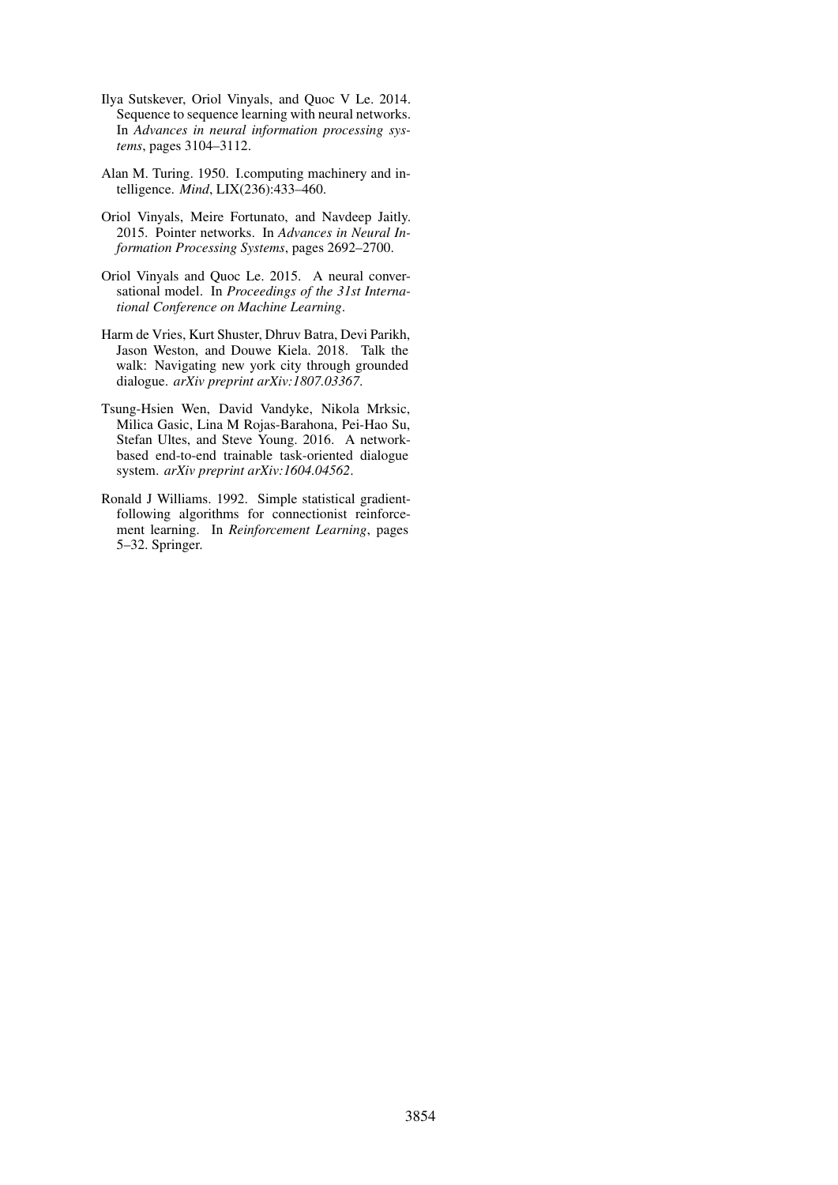Ilya Sutskever, Oriol Vinyals, and Quoc V Le. 2014. Sequence to sequence learning with neural networks. In *Advances in neural information processing systems*, pages 3104–3112.

Alan M. Turing. 1950. I.computing machinery and intelligence. *Mind*, LIX(236):433–460.

Oriol Vinyals, Meire Fortunato, and Navdeep Jaitly. 2015. Pointer networks. In *Advances in Neural Information Processing Systems*, pages 2692–2700.

Oriol Vinyals and Quoc Le. 2015. A neural conversational model. In *Proceedings of the 31st International Conference on Machine Learning*.

Harm de Vries, Kurt Shuster, Dhruv Batra, Devi Parikh, Jason Weston, and Douwe Kiela. 2018. Talk the walk: Navigating new york city through grounded dialogue. *arXiv preprint arXiv:1807.03367*.

Tsung-Hsien Wen, David Vandyke, Nikola Mrksic, Milica Gasic, Lina M Rojas-Barahona, Pei-Hao Su, Stefan Ultes, and Steve Young. 2016. A network-based end-to-end trainable task-oriented dialogue system. *arXiv preprint arXiv:1604.04562*.

Ronald J Williams. 1992. Simple statistical gradient-following algorithms for connectionist reinforcement learning. In *Reinforcement Learning*, pages 5–32. Springer.